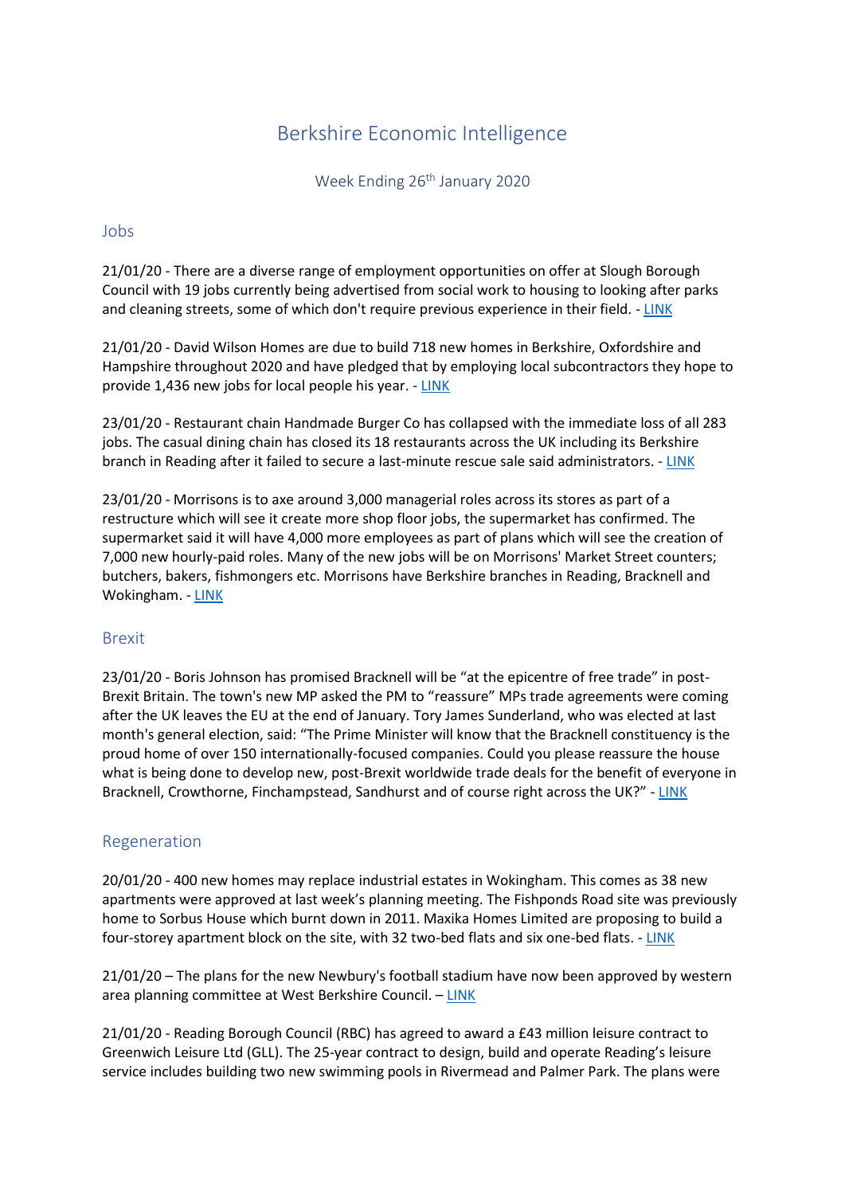# Berkshire Economic Intelligence

Week Ending 26th January 2020

## Jobs

21/01/20 - There are a diverse range of employment opportunities on offer at Slough Borough Council with 19 jobs currently being advertised from social work to housing to looking after parks and cleaning streets, some of which don't require previous experience in their field. - LINK

21/01/20 - David Wilson Homes are due to build 718 new homes in Berkshire, Oxfordshire and Hampshire throughout 2020 and have pledged that by employing local subcontractors they hope to provide 1,436 new jobs for local people his year. - LINK

23/01/20 - Restaurant chain Handmade Burger Co has collapsed with the immediate loss of all 283 jobs. The casual dining chain has closed its 18 restaurants across the UK including its Berkshire branch in Reading after it failed to secure a last-minute rescue sale said administrators. - LINK

23/01/20 - Morrisons is to axe around 3,000 managerial roles across its stores as part of a restructure which will see it create more shop floor jobs, the supermarket has confirmed. The supermarket said it will have 4,000 more employees as part of plans which will see the creation of 7,000 new hourly-paid roles. Many of the new jobs will be on Morrisons' Market Street counters; butchers, bakers, fishmongers etc. Morrisons have Berkshire branches in Reading, Bracknell and Wokingham. - LINK

## Brexit

23/01/20 - Boris Johnson has promised Bracknell will be "at the epicentre of free trade" in post-Brexit Britain. The town's new MP asked the PM to "reassure" MPs trade agreements were coming after the UK leaves the EU at the end of January. Tory James Sunderland, who was elected at last month's general election, said: "The Prime Minister will know that the Bracknell constituency is the proud home of over 150 internationally-focused companies. Could you please reassure the house what is being done to develop new, post-Brexit worldwide trade deals for the benefit of everyone in Bracknell, Crowthorne, Finchampstead, Sandhurst and of course right across the UK?" - LINK

## Regeneration

20/01/20 - 400 new homes may replace industrial estates in Wokingham. This comes as 38 new apartments were approved at last week's planning meeting. The Fishponds Road site was previously home to Sorbus House which burnt down in 2011. Maxika Homes Limited are proposing to build a four-storey apartment block on the site, with 32 two-bed flats and six one-bed flats. - LINK

21/01/20 – The plans for the new Newbury's football stadium have now been approved by western area planning committee at West Berkshire Council. – LINK

21/01/20 - Reading Borough Council (RBC) has agreed to award a £43 million leisure contract to Greenwich Leisure Ltd (GLL). The 25-year contract to design, build and operate Reading's leisure service includes building two new swimming pools in Rivermead and Palmer Park. The plans were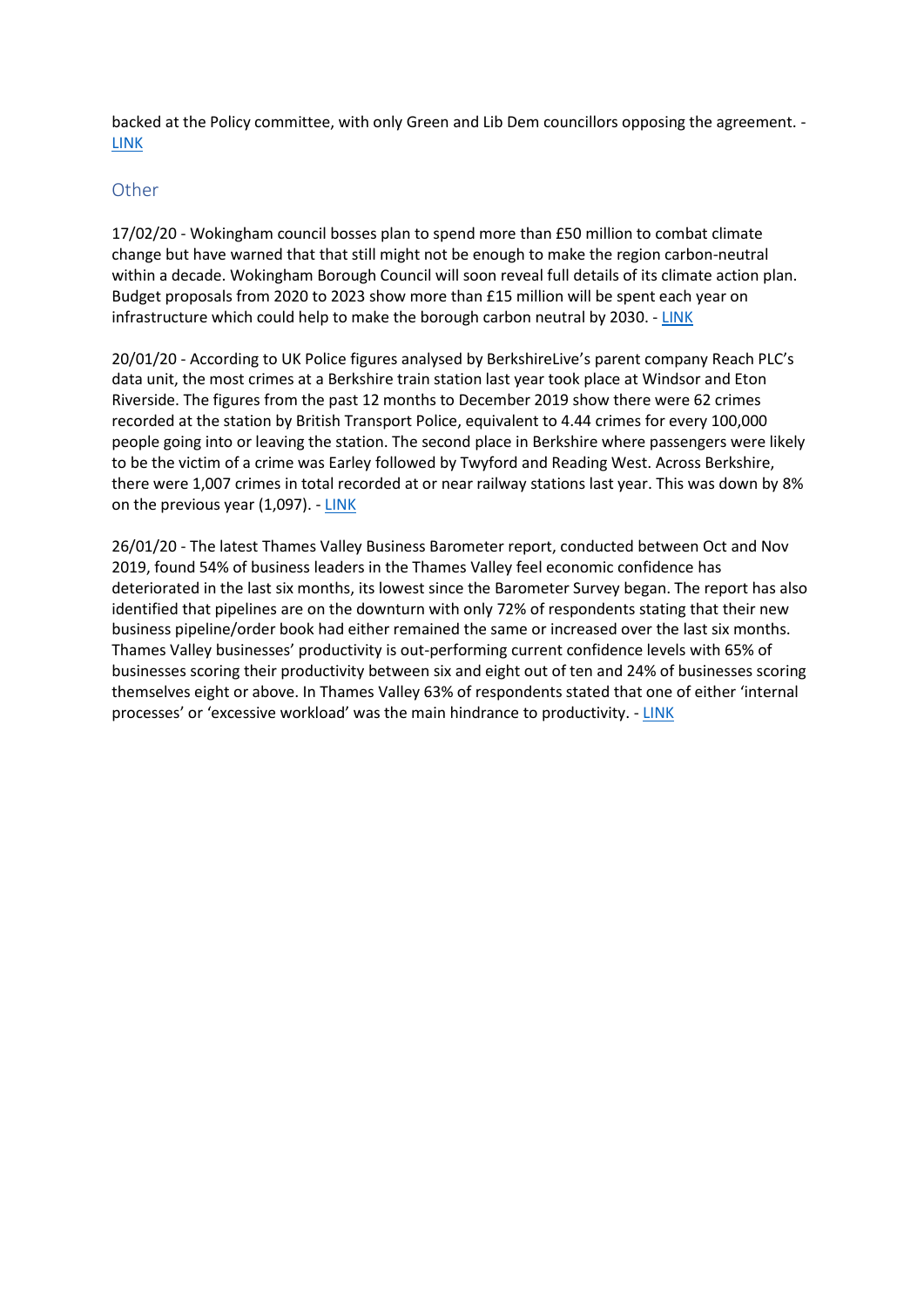backed at the Policy committee, with only Green and Lib Dem councillors opposing the agreement. - LINK

## Other

17/02/20 - Wokingham council bosses plan to spend more than £50 million to combat climate change but have warned that that still might not be enough to make the region carbon-neutral within a decade. Wokingham Borough Council will soon reveal full details of its climate action plan. Budget proposals from 2020 to 2023 show more than £15 million will be spent each year on infrastructure which could help to make the borough carbon neutral by 2030. - LINK

20/01/20 - According to UK Police figures analysed by BerkshireLive's parent company Reach PLC's data unit, the most crimes at a Berkshire train station last year took place at Windsor and Eton Riverside. The figures from the past 12 months to December 2019 show there were 62 crimes recorded at the station by British Transport Police, equivalent to 4.44 crimes for every 100,000 people going into or leaving the station. The second place in Berkshire where passengers were likely to be the victim of a crime was Earley followed by Twyford and Reading West. Across Berkshire, there were 1,007 crimes in total recorded at or near railway stations last year. This was down by 8% on the previous year (1,097). - LINK

26/01/20 - The latest Thames Valley Business Barometer report, conducted between Oct and Nov 2019, found 54% of business leaders in the Thames Valley feel economic confidence has deteriorated in the last six months, its lowest since the Barometer Survey began. The report has also identified that pipelines are on the downturn with only 72% of respondents stating that their new business pipeline/order book had either remained the same or increased over the last six months. Thames Valley businesses' productivity is out-performing current confidence levels with 65% of businesses scoring their productivity between six and eight out of ten and 24% of businesses scoring themselves eight or above. In Thames Valley 63% of respondents stated that one of either 'internal processes' or 'excessive workload' was the main hindrance to productivity. - LINK